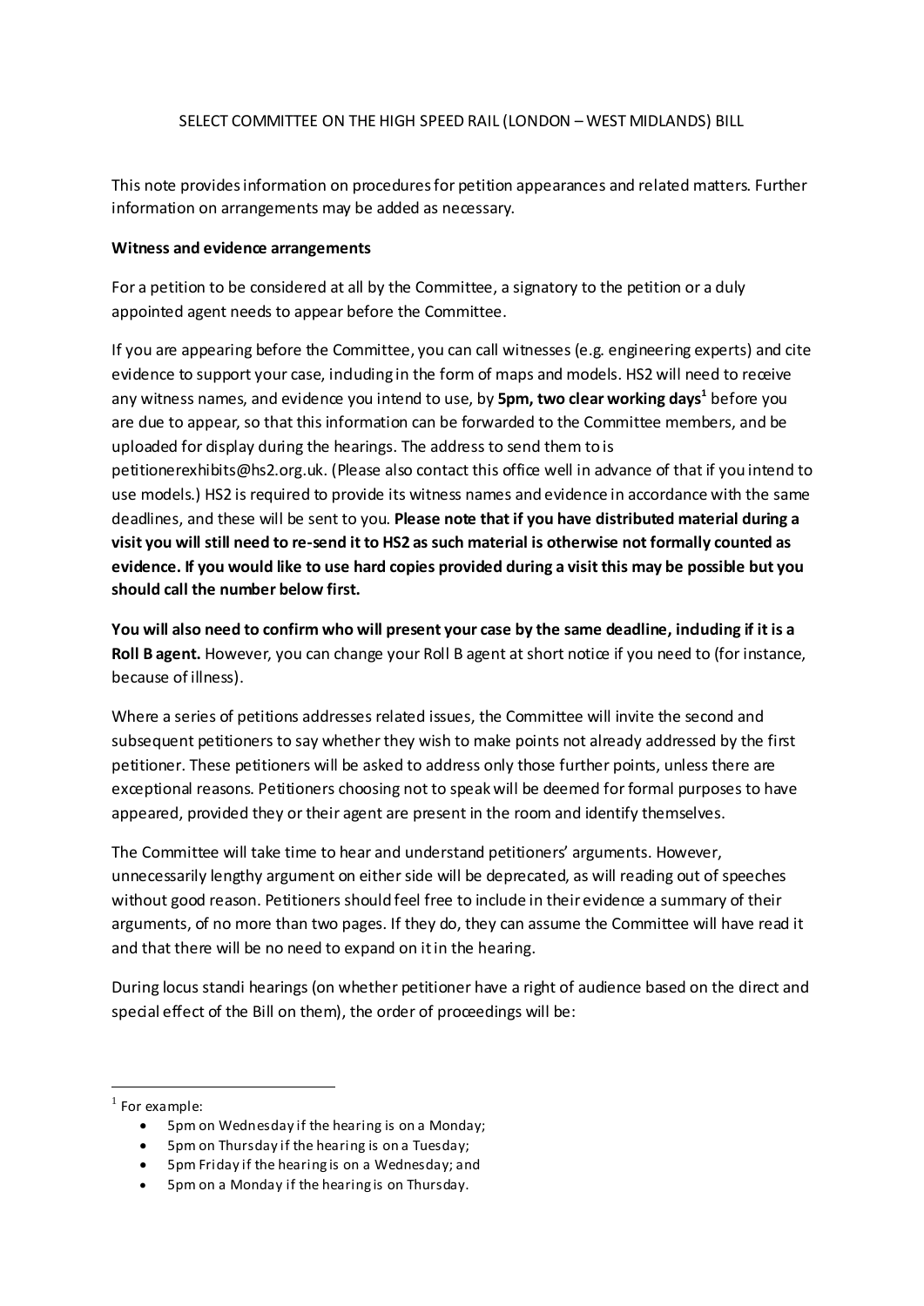SELECT COMMITTEE ON THE HIGH SPEED RAIL (LONDON – WEST MIDLANDS) BILL

This note provides information on procedures for petition appearances and related matters. Further information on arrangements may be added as necessary.

**Witness and evidence arrangements**

For a petition to be considered at all by the Committee, a signatory to the petition or a duly appointed agent needs to appear before the Committee.

If you are appearing before the Committee, you can call witnesses (e.g. engineering experts) and cite evidence to support your case, including in the form of maps and models. HS2 will need to receive any witness names, and evidence you intend to use, by **5pm, two clear working days**[1] before you are due to appear, so that this information can be forwarded to the Committee members, and be uploaded for display during the hearings. The address to send them to is petitionerexhibits@hs2.org.uk. (Please also contact this office well in advance of that if you intend to use models.) HS2 is required to provide its witness names and evidence in accordance with the same deadlines, and these will be sent to you. **Please note that if you have distributed material during a visit you will still need to re-send it to HS2 as such material is otherwise not formally counted as evidence. If you would like to use hard copies provided during a visit this may be possible but you should call the number below first.**

**You will also need to confirm who will present your case by the same deadline, including if it is a Roll B agent.** However, you can change your Roll B agent at short notice if you need to (for instance, because of illness).

Where a series of petitions addresses related issues, the Committee will invite the second and subsequent petitioners to say whether they wish to make points not already addressed by the first petitioner. These petitioners will be asked to address only those further points, unless there are exceptional reasons. Petitioners choosing not to speak will be deemed for formal purposes to have appeared, provided they or their agent are present in the room and identify themselves.

The Committee will take time to hear and understand petitioners' arguments. However, unnecessarily lengthy argument on either side will be deprecated, as will reading out of speeches without good reason. Petitioners should feel free to include in their evidence a summary of their arguments, of no more than two pages. If they do, they can assume the Committee will have read it and that there will be no need to expand on it in the hearing.

During locus standi hearings (on whether petitioner have a right of audience based on the direct and special effect of the Bill on them), the order of proceedings will be:

---

[1] For example:

- 5pm on Wednesday if the hearing is on a Monday;
- 5pm on Thursday if the hearing is on a Tuesday;
- 5pm Friday if the hearing is on a Wednesday; and
- 5pm on a Monday if the hearing is on Thursday.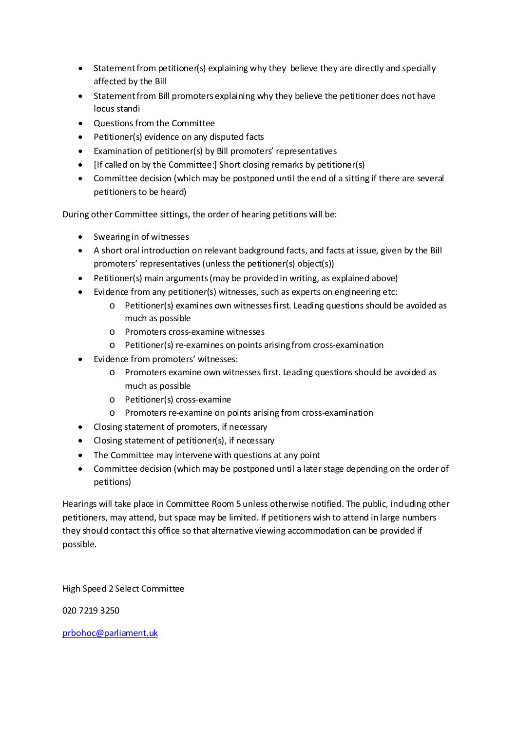- Statement from petitioner(s) explaining why they believe they are directly and specially affected by the Bill
- Statement from Bill promoters explaining why they believe the petitioner does not have locus standi
- Questions from the Committee
- Petitioner(s) evidence on any disputed facts
- Examination of petitioner(s) by Bill promoters' representatives
- [If called on by the Committee:] Short closing remarks by petitioner(s)
- Committee decision (which may be postponed until the end of a sitting if there are several petitioners to be heard)

During other Committee sittings, the order of hearing petitions will be:

- Swearing in of witnesses
- A short oral introduction on relevant background facts, and facts at issue, given by the Bill promoters' representatives (unless the petitioner(s) object(s))
- Petitioner(s) main arguments (may be provided in writing, as explained above)
- Evidence from any petitioner(s) witnesses, such as experts on engineering etc:
  - Petitioner(s) examines own witnesses first. Leading questions should be avoided as much as possible
  - Promoters cross-examine witnesses
  - Petitioner(s) re-examines on points arising from cross-examination
- Evidence from promoters' witnesses:
  - Promoters examine own witnesses first. Leading questions should be avoided as much as possible
  - Petitioner(s) cross-examine
  - Promoters re-examine on points arising from cross-examination
- Closing statement of promoters, if necessary
- Closing statement of petitioner(s), if necessary
- The Committee may intervene with questions at any point
- Committee decision (which may be postponed until a later stage depending on the order of petitions)

Hearings will take place in Committee Room 5 unless otherwise notified. The public, including other petitioners, may attend, but space may be limited. If petitioners wish to attend in large numbers they should contact this office so that alternative viewing accommodation can be provided if possible.

High Speed 2 Select Committee

020 7219 3250

prbohoc@parliament.uk